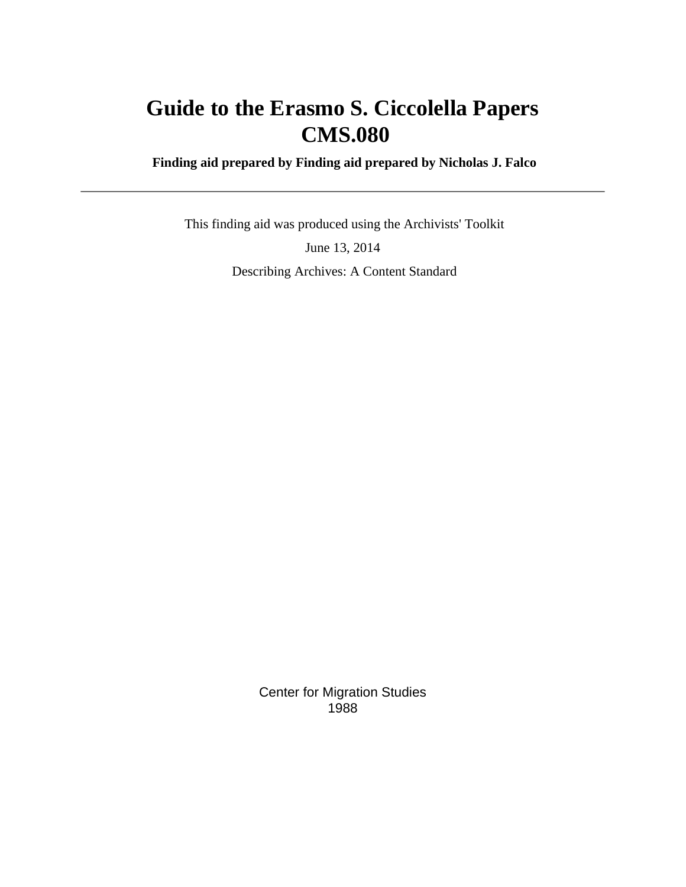# Guide to the Erasmo S. Ciccolella Papers
# CMS.080

**Finding aid prepared by Finding aid prepared by Nicholas J. Falco**

---

This finding aid was produced using the Archivists' Toolkit

June 13, 2014

Describing Archives: A Content Standard

Center for Migration Studies
1988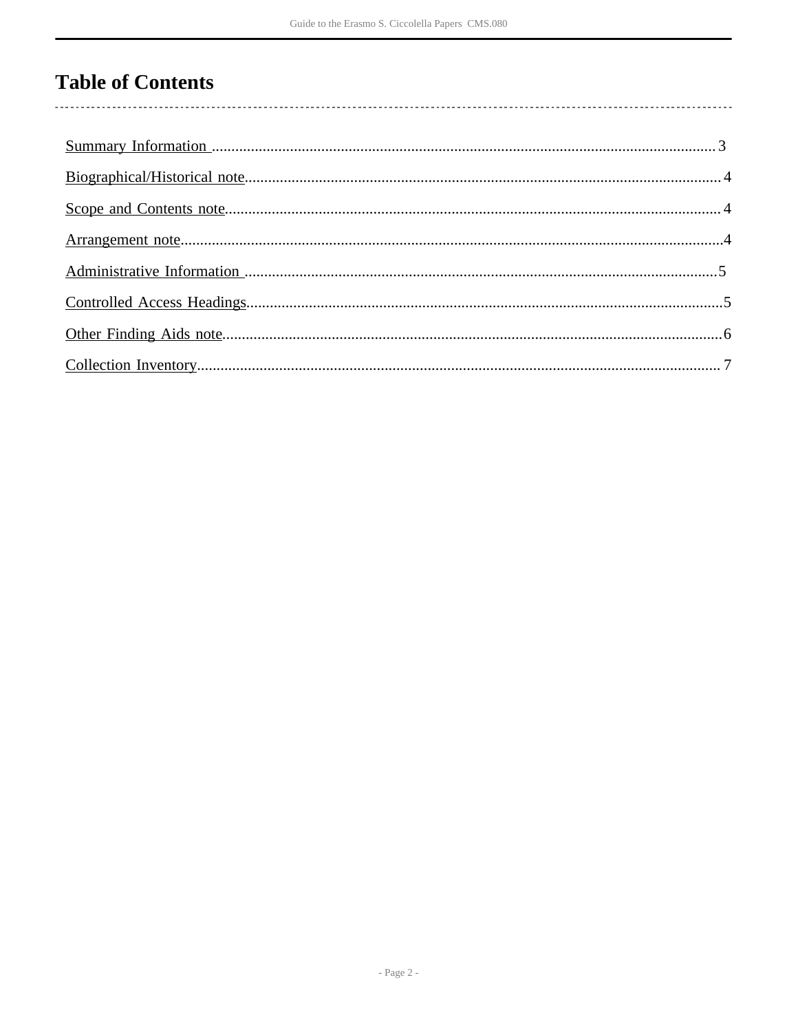# Table of Contents

Summary Information ................................................................................................................................3

Biographical/Historical note.......................................................................................................................4

Scope and Contents note...........................................................................................................................4

Arrangement note......................................................................................................................................4

Administrative Information .......................................................................................................................5

Controlled Access Headings......................................................................................................................5

Other Finding Aids note............................................................................................................................6

Collection Inventory..................................................................................................................................7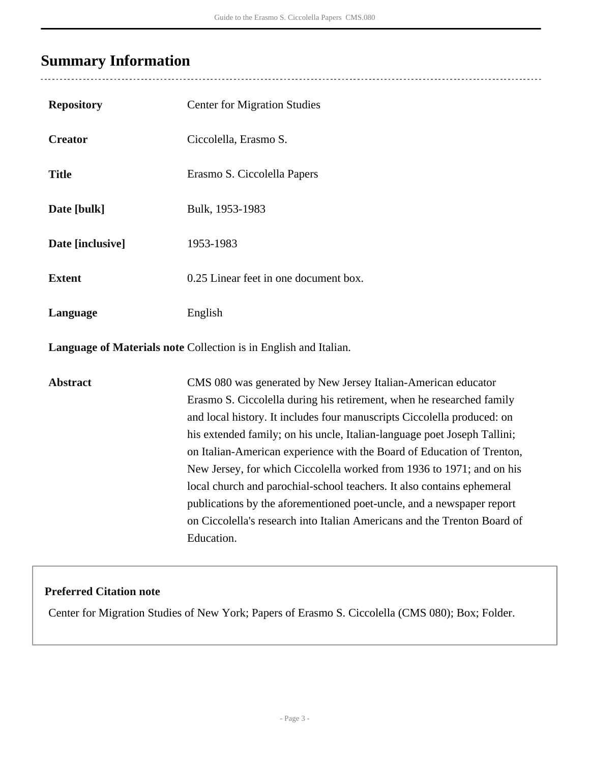## Summary Information

| | |
|---|---|
| **Repository** | Center for Migration Studies |
| **Creator** | Ciccolella, Erasmo S. |
| **Title** | Erasmo S. Ciccolella Papers |
| **Date [bulk]** | Bulk, 1953-1983 |
| **Date [inclusive]** | 1953-1983 |
| **Extent** | 0.25 Linear feet in one document box. |
| **Language** | English |
| **Language of Materials note** | Collection is in English and Italian. |
| **Abstract** | CMS 080 was generated by New Jersey Italian-American educator Erasmo S. Ciccolella during his retirement, when he researched family and local history. It includes four manuscripts Ciccolella produced: on his extended family; on his uncle, Italian-language poet Joseph Tallini; on Italian-American experience with the Board of Education of Trenton, New Jersey, for which Ciccolella worked from 1936 to 1971; and on his local church and parochial-school teachers. It also contains ephemeral publications by the aforementioned poet-uncle, and a newspaper report on Ciccolella's research into Italian Americans and the Trenton Board of Education. |

**Preferred Citation note**

Center for Migration Studies of New York; Papers of Erasmo S. Ciccolella (CMS 080); Box; Folder.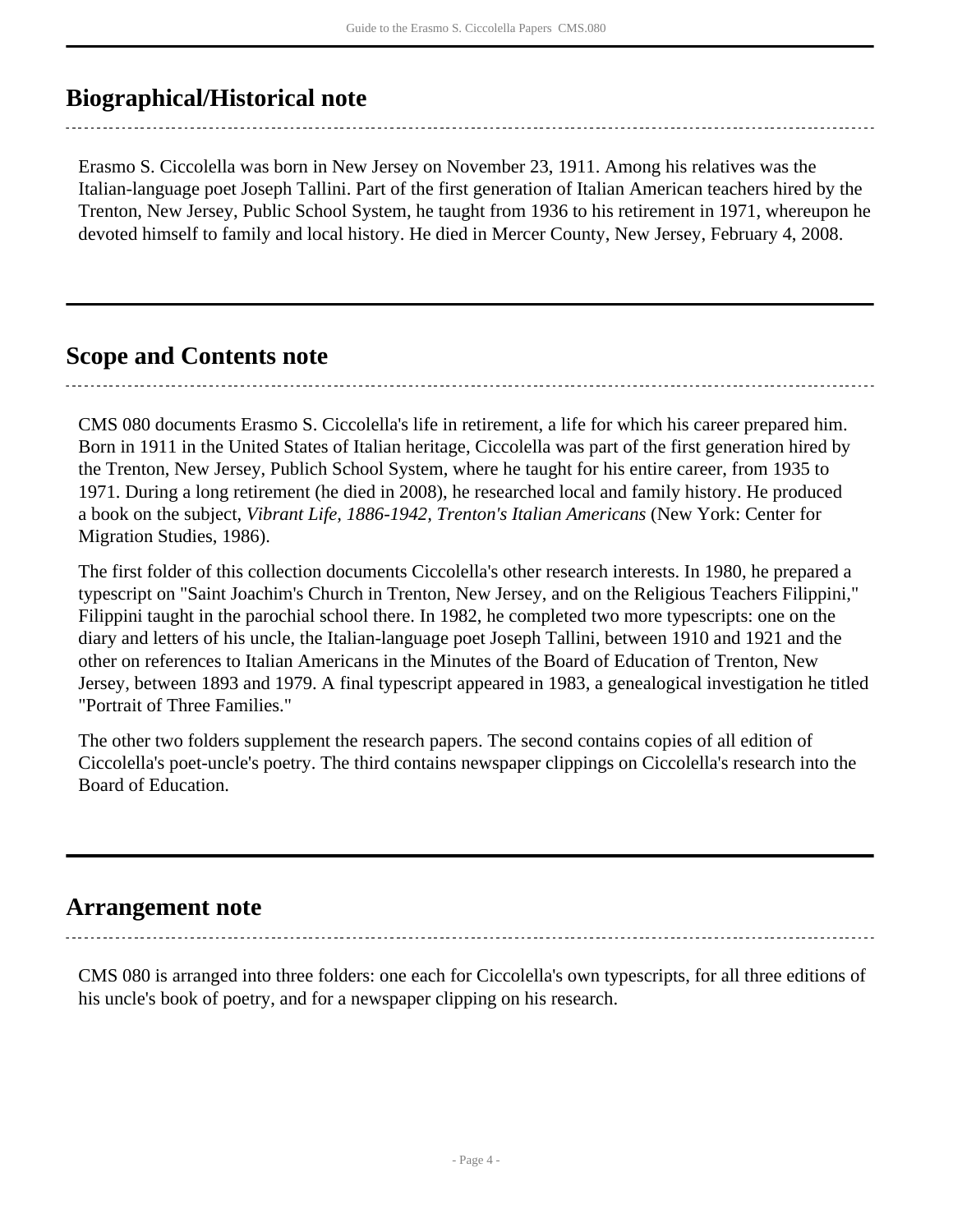## Biographical/Historical note

Erasmo S. Ciccolella was born in New Jersey on November 23, 1911. Among his relatives was the Italian-language poet Joseph Tallini. Part of the first generation of Italian American teachers hired by the Trenton, New Jersey, Public School System, he taught from 1936 to his retirement in 1971, whereupon he devoted himself to family and local history. He died in Mercer County, New Jersey, February 4, 2008.

## Scope and Contents note

CMS 080 documents Erasmo S. Ciccolella's life in retirement, a life for which his career prepared him. Born in 1911 in the United States of Italian heritage, Ciccolella was part of the first generation hired by the Trenton, New Jersey, Publich School System, where he taught for his entire career, from 1935 to 1971. During a long retirement (he died in 2008), he researched local and family history. He produced a book on the subject, *Vibrant Life, 1886-1942, Trenton's Italian Americans* (New York: Center for Migration Studies, 1986).

The first folder of this collection documents Ciccolella's other research interests. In 1980, he prepared a typescript on "Saint Joachim's Church in Trenton, New Jersey, and on the Religious Teachers Filippini," Filippini taught in the parochial school there. In 1982, he completed two more typescripts: one on the diary and letters of his uncle, the Italian-language poet Joseph Tallini, between 1910 and 1921 and the other on references to Italian Americans in the Minutes of the Board of Education of Trenton, New Jersey, between 1893 and 1979. A final typescript appeared in 1983, a genealogical investigation he titled "Portrait of Three Families."

The other two folders supplement the research papers. The second contains copies of all edition of Ciccolella's poet-uncle's poetry. The third contains newspaper clippings on Ciccolella's research into the Board of Education.

## Arrangement note

CMS 080 is arranged into three folders: one each for Ciccolella's own typescripts, for all three editions of his uncle's book of poetry, and for a newspaper clipping on his research.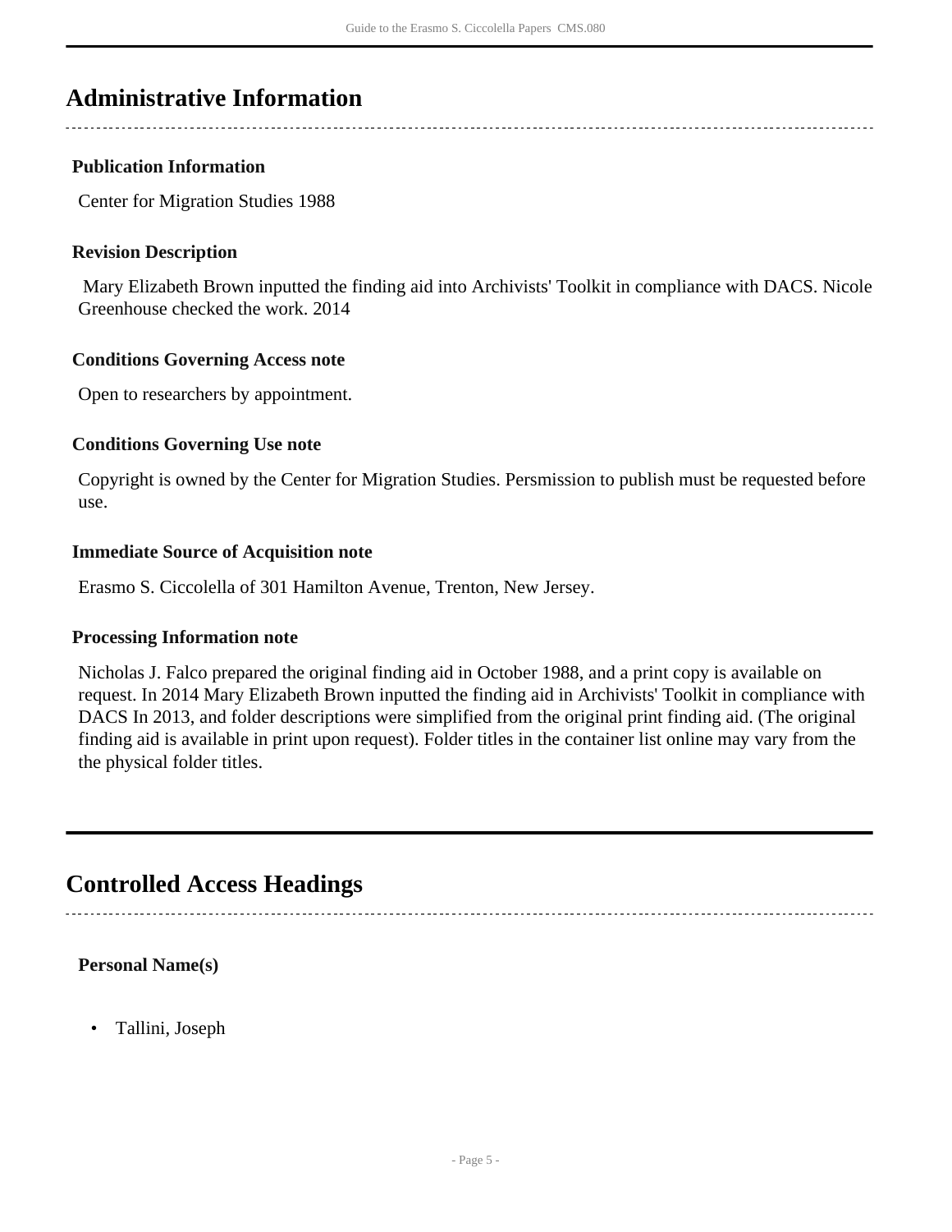## Administrative Information

### Publication Information

Center for Migration Studies 1988

### Revision Description

Mary Elizabeth Brown inputted the finding aid into Archivists' Toolkit in compliance with DACS. Nicole Greenhouse checked the work. 2014

### Conditions Governing Access note

Open to researchers by appointment.

### Conditions Governing Use note

Copyright is owned by the Center for Migration Studies. Persmission to publish must be requested before use.

### Immediate Source of Acquisition note

Erasmo S. Ciccolella of 301 Hamilton Avenue, Trenton, New Jersey.

### Processing Information note

Nicholas J. Falco prepared the original finding aid in October 1988, and a print copy is available on request. In 2014 Mary Elizabeth Brown inputted the finding aid in Archivists' Toolkit in compliance with DACS In 2013, and folder descriptions were simplified from the original print finding aid. (The original finding aid is available in print upon request). Folder titles in the container list online may vary from the the physical folder titles.

## Controlled Access Headings

### Personal Name(s)

- Tallini, Joseph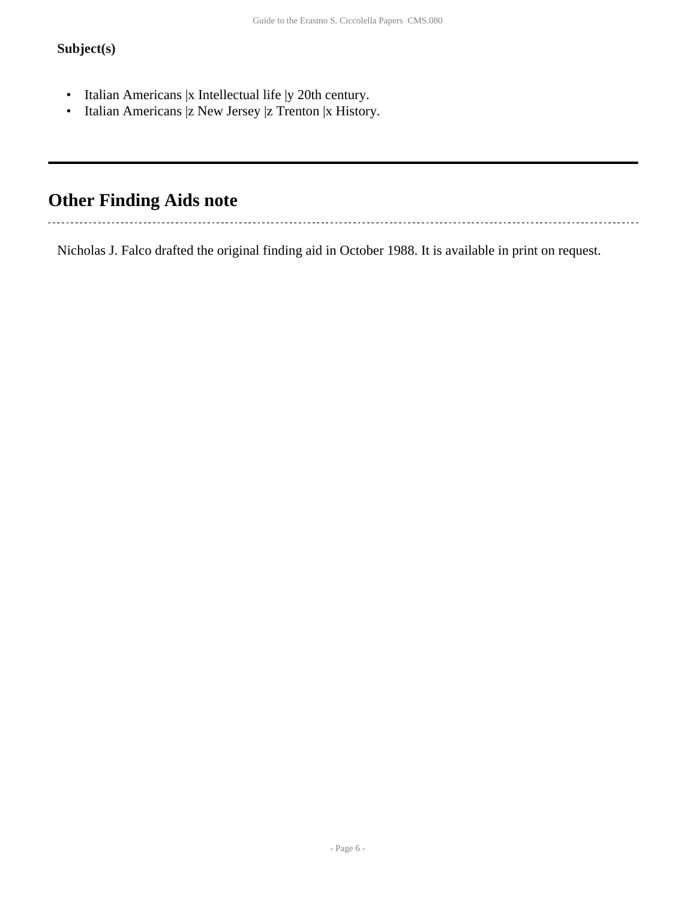**Subject(s)**

- Italian Americans |x Intellectual life |y 20th century.
- Italian Americans |z New Jersey |z Trenton |x History.

---

## Other Finding Aids note

Nicholas J. Falco drafted the original finding aid in October 1988. It is available in print on request.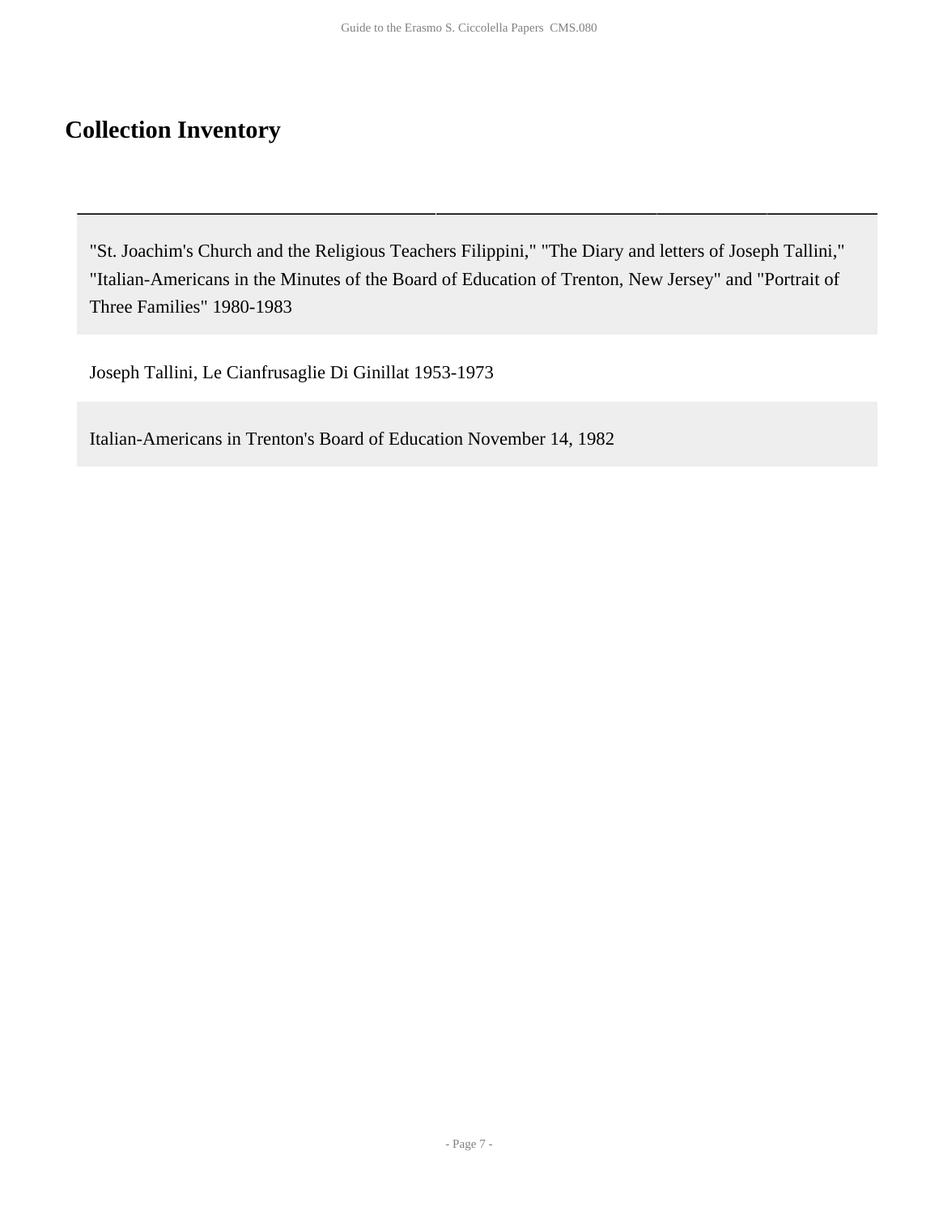# Collection Inventory

"St. Joachim's Church and the Religious Teachers Filippini," "The Diary and letters of Joseph Tallini," "Italian-Americans in the Minutes of the Board of Education of Trenton, New Jersey" and "Portrait of Three Families" 1980-1983

Joseph Tallini, Le Cianfrusaglie Di Ginillat 1953-1973

Italian-Americans in Trenton's Board of Education November 14, 1982